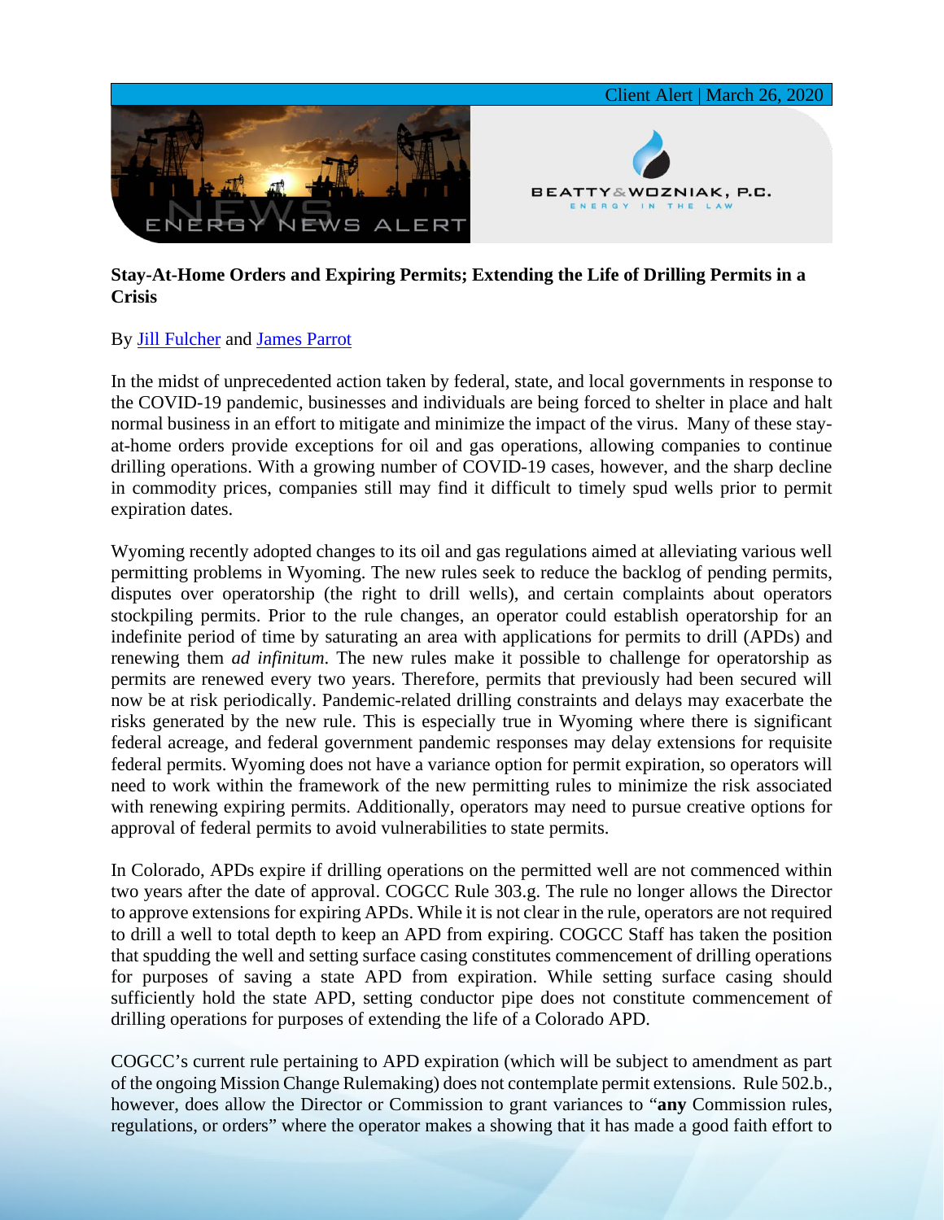Client Alert | March 26, 2020

ENERGY NEWS ALERT

BEATTY & WOZNIAK, P.C.
ENERGY IN THE LAW

**Stay-At-Home Orders and Expiring Permits; Extending the Life of Drilling Permits in a Crisis**

By Jill Fulcher and James Parrot

In the midst of unprecedented action taken by federal, state, and local governments in response to the COVID-19 pandemic, businesses and individuals are being forced to shelter in place and halt normal business in an effort to mitigate and minimize the impact of the virus. Many of these stay-at-home orders provide exceptions for oil and gas operations, allowing companies to continue drilling operations. With a growing number of COVID-19 cases, however, and the sharp decline in commodity prices, companies still may find it difficult to timely spud wells prior to permit expiration dates.

Wyoming recently adopted changes to its oil and gas regulations aimed at alleviating various well permitting problems in Wyoming. The new rules seek to reduce the backlog of pending permits, disputes over operatorship (the right to drill wells), and certain complaints about operators stockpiling permits. Prior to the rule changes, an operator could establish operatorship for an indefinite period of time by saturating an area with applications for permits to drill (APDs) and renewing them *ad infinitum*. The new rules make it possible to challenge for operatorship as permits are renewed every two years. Therefore, permits that previously had been secured will now be at risk periodically. Pandemic-related drilling constraints and delays may exacerbate the risks generated by the new rule. This is especially true in Wyoming where there is significant federal acreage, and federal government pandemic responses may delay extensions for requisite federal permits. Wyoming does not have a variance option for permit expiration, so operators will need to work within the framework of the new permitting rules to minimize the risk associated with renewing expiring permits. Additionally, operators may need to pursue creative options for approval of federal permits to avoid vulnerabilities to state permits.

In Colorado, APDs expire if drilling operations on the permitted well are not commenced within two years after the date of approval. COGCC Rule 303.g. The rule no longer allows the Director to approve extensions for expiring APDs. While it is not clear in the rule, operators are not required to drill a well to total depth to keep an APD from expiring. COGCC Staff has taken the position that spudding the well and setting surface casing constitutes commencement of drilling operations for purposes of saving a state APD from expiration. While setting surface casing should sufficiently hold the state APD, setting conductor pipe does not constitute commencement of drilling operations for purposes of extending the life of a Colorado APD.

COGCC's current rule pertaining to APD expiration (which will be subject to amendment as part of the ongoing Mission Change Rulemaking) does not contemplate permit extensions. Rule 502.b., however, does allow the Director or Commission to grant variances to "**any** Commission rules, regulations, or orders" where the operator makes a showing that it has made a good faith effort to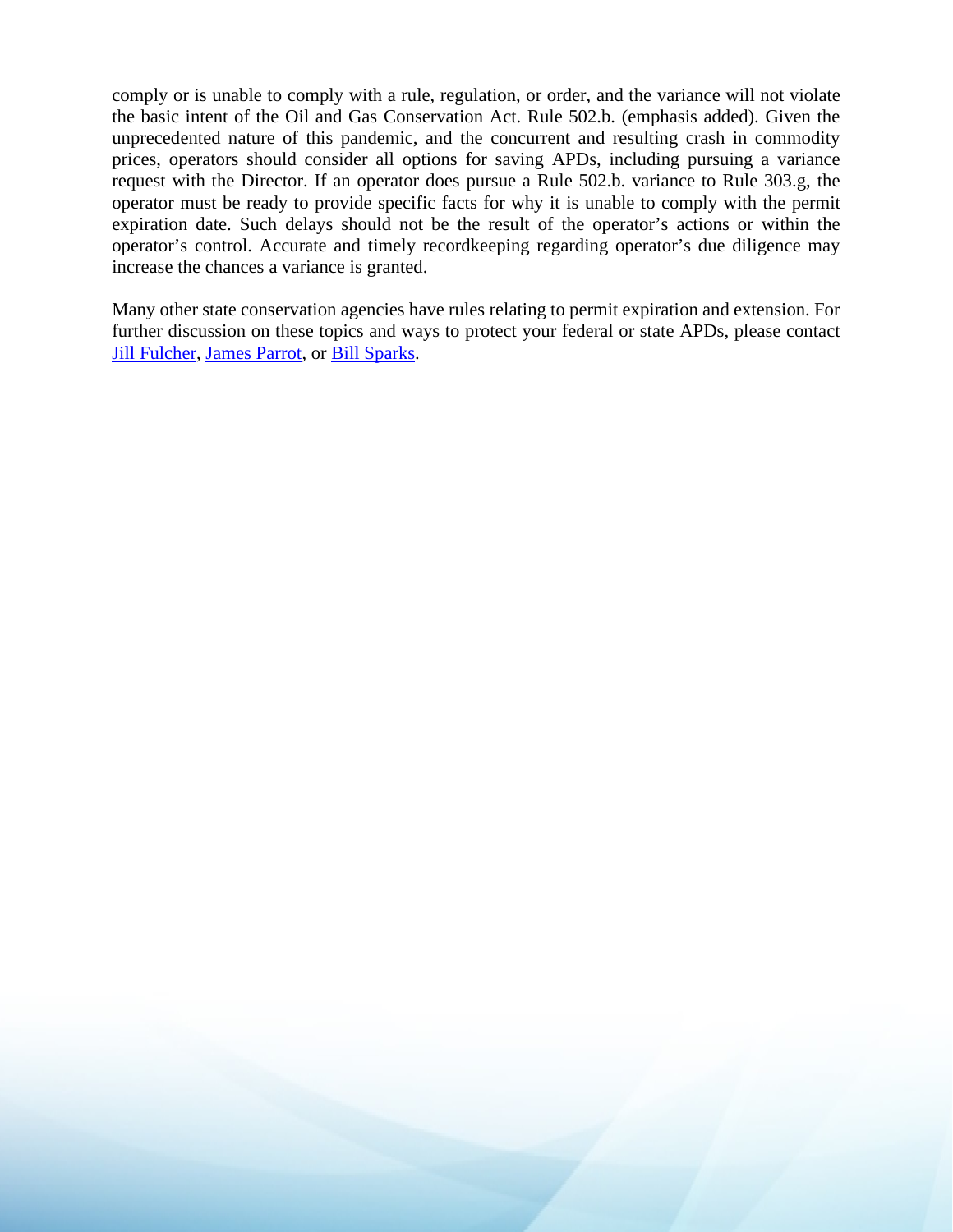comply or is unable to comply with a rule, regulation, or order, and the variance will not violate the basic intent of the Oil and Gas Conservation Act. Rule 502.b. (emphasis added). Given the unprecedented nature of this pandemic, and the concurrent and resulting crash in commodity prices, operators should consider all options for saving APDs, including pursuing a variance request with the Director. If an operator does pursue a Rule 502.b. variance to Rule 303.g, the operator must be ready to provide specific facts for why it is unable to comply with the permit expiration date. Such delays should not be the result of the operator's actions or within the operator's control. Accurate and timely recordkeeping regarding operator's due diligence may increase the chances a variance is granted.

Many other state conservation agencies have rules relating to permit expiration and extension. For further discussion on these topics and ways to protect your federal or state APDs, please contact Jill Fulcher, James Parrot, or Bill Sparks.